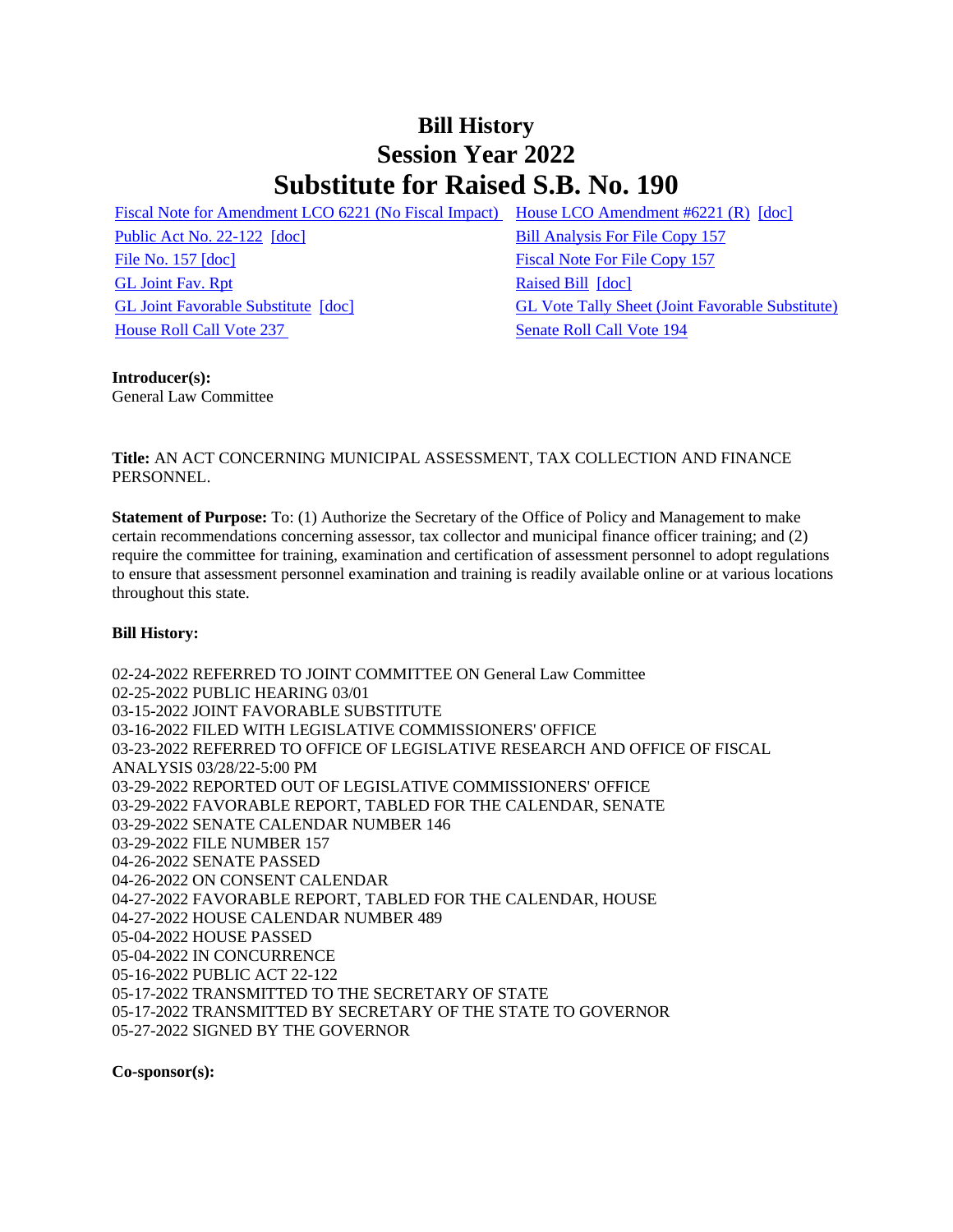# Bill History
# Session Year 2022
# Substitute for Raised S.B. No. 190

Fiscal Note for Amendment LCO 6221 (No Fiscal Impact)
House LCO Amendment #6221 (R) [doc]
Public Act No. 22-122 [doc]
Bill Analysis For File Copy 157
File No. 157 [doc]
Fiscal Note For File Copy 157
GL Joint Fav. Rpt
Raised Bill [doc]
GL Joint Favorable Substitute [doc]
GL Vote Tally Sheet (Joint Favorable Substitute)
House Roll Call Vote 237
Senate Roll Call Vote 194

**Introducer(s):**
General Law Committee

**Title:** AN ACT CONCERNING MUNICIPAL ASSESSMENT, TAX COLLECTION AND FINANCE PERSONNEL.

**Statement of Purpose:** To: (1) Authorize the Secretary of the Office of Policy and Management to make certain recommendations concerning assessor, tax collector and municipal finance officer training; and (2) require the committee for training, examination and certification of assessment personnel to adopt regulations to ensure that assessment personnel examination and training is readily available online or at various locations throughout this state.

**Bill History:**

02-24-2022 REFERRED TO JOINT COMMITTEE ON General Law Committee
02-25-2022 PUBLIC HEARING 03/01
03-15-2022 JOINT FAVORABLE SUBSTITUTE
03-16-2022 FILED WITH LEGISLATIVE COMMISSIONERS' OFFICE
03-23-2022 REFERRED TO OFFICE OF LEGISLATIVE RESEARCH AND OFFICE OF FISCAL ANALYSIS 03/28/22-5:00 PM
03-29-2022 REPORTED OUT OF LEGISLATIVE COMMISSIONERS' OFFICE
03-29-2022 FAVORABLE REPORT, TABLED FOR THE CALENDAR, SENATE
03-29-2022 SENATE CALENDAR NUMBER 146
03-29-2022 FILE NUMBER 157
04-26-2022 SENATE PASSED
04-26-2022 ON CONSENT CALENDAR
04-27-2022 FAVORABLE REPORT, TABLED FOR THE CALENDAR, HOUSE
04-27-2022 HOUSE CALENDAR NUMBER 489
05-04-2022 HOUSE PASSED
05-04-2022 IN CONCURRENCE
05-16-2022 PUBLIC ACT 22-122
05-17-2022 TRANSMITTED TO THE SECRETARY OF STATE
05-17-2022 TRANSMITTED BY SECRETARY OF THE STATE TO GOVERNOR
05-27-2022 SIGNED BY THE GOVERNOR

**Co-sponsor(s):**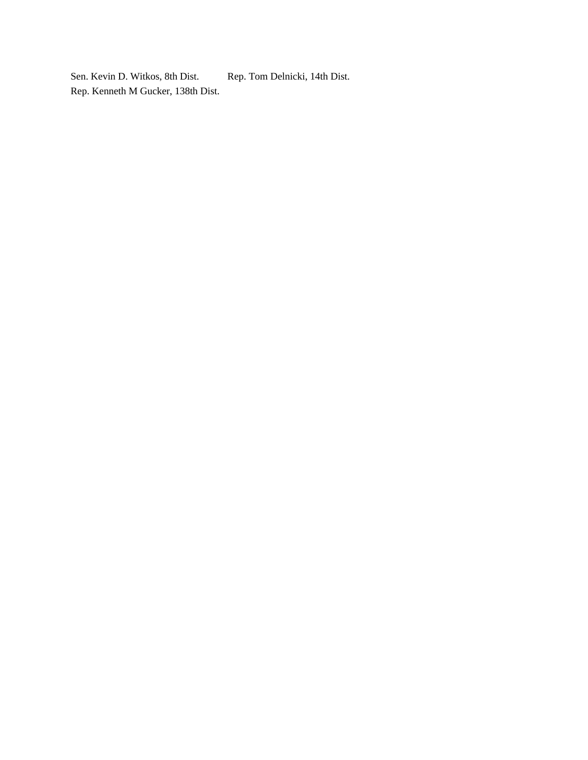Sen. Kevin D. Witkos, 8th Dist.

Rep. Tom Delnicki, 14th Dist.

Rep. Kenneth M Gucker, 138th Dist.